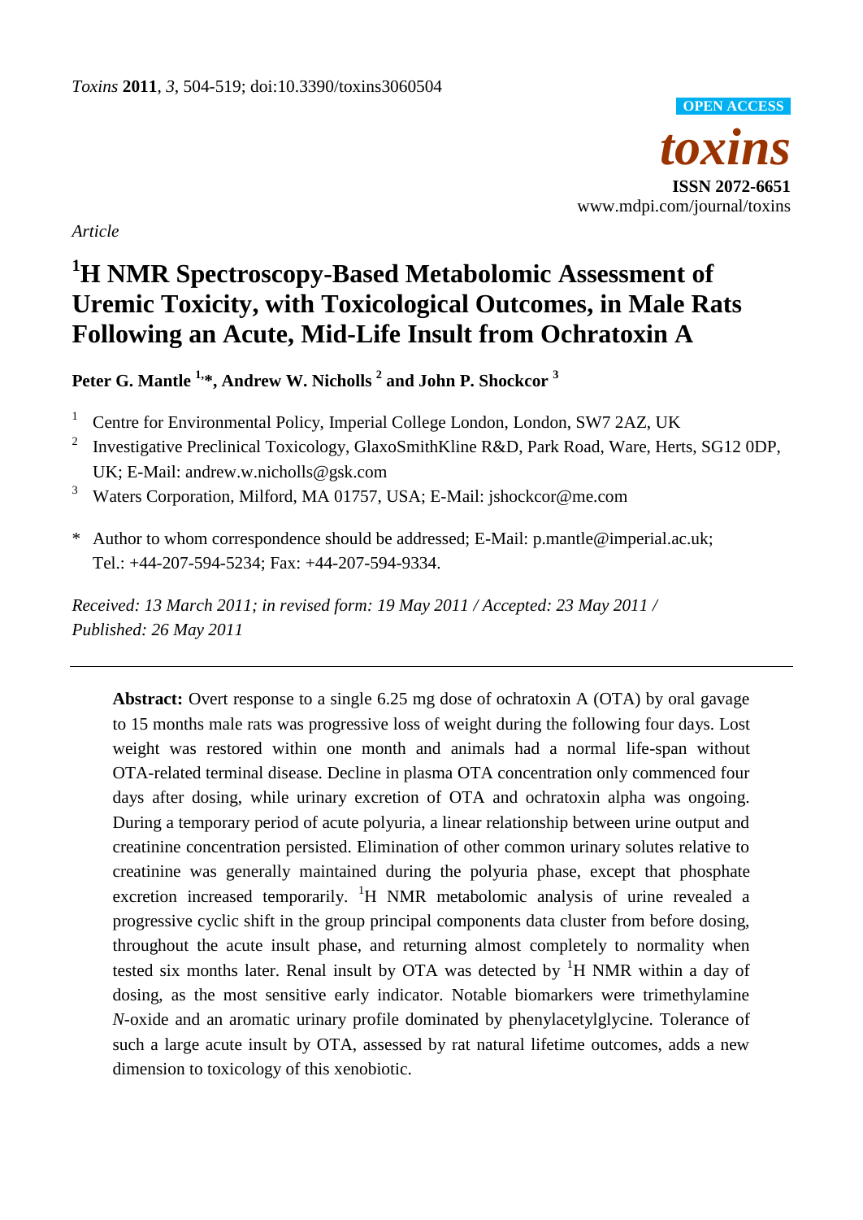*Article*

# $^1$H NMR Spectroscopy-Based Metabolomic Assessment of Uremic Toxicity, with Toxicological Outcomes, in Male Rats Following an Acute, Mid-Life Insult from Ochratoxin A

**Peter G. Mantle [1,*], Andrew W. Nicholls [2] and John P. Shockcor [3]**

[1] Centre for Environmental Policy, Imperial College London, London, SW7 2AZ, UK

[2] Investigative Preclinical Toxicology, GlaxoSmithKline R&D, Park Road, Ware, Herts, SG12 0DP, UK; E-Mail: andrew.w.nicholls@gsk.com

[3] Waters Corporation, Milford, MA 01757, USA; E-Mail: jshockcor@me.com

\* Author to whom correspondence should be addressed; E-Mail: p.mantle@imperial.ac.uk; Tel.: +44-207-594-5234; Fax: +44-207-594-9334.

*Received: 13 March 2011; in revised form: 19 May 2011 / Accepted: 23 May 2011 / Published: 26 May 2011*

---

**Abstract:** Overt response to a single 6.25 mg dose of ochratoxin A (OTA) by oral gavage to 15 months male rats was progressive loss of weight during the following four days. Lost weight was restored within one month and animals had a normal life-span without OTA-related terminal disease. Decline in plasma OTA concentration only commenced four days after dosing, while urinary excretion of OTA and ochratoxin alpha was ongoing. During a temporary period of acute polyuria, a linear relationship between urine output and creatinine concentration persisted. Elimination of other common urinary solutes relative to creatinine was generally maintained during the polyuria phase, except that phosphate excretion increased temporarily. $^1$H NMR metabolomic analysis of urine revealed a progressive cyclic shift in the group principal components data cluster from before dosing, throughout the acute insult phase, and returning almost completely to normality when tested six months later. Renal insult by OTA was detected by $^1$H NMR within a day of dosing, as the most sensitive early indicator. Notable biomarkers were trimethylamine *N*-oxide and an aromatic urinary profile dominated by phenylacetylglycine. Tolerance of such a large acute insult by OTA, assessed by rat natural lifetime outcomes, adds a new dimension to toxicology of this xenobiotic.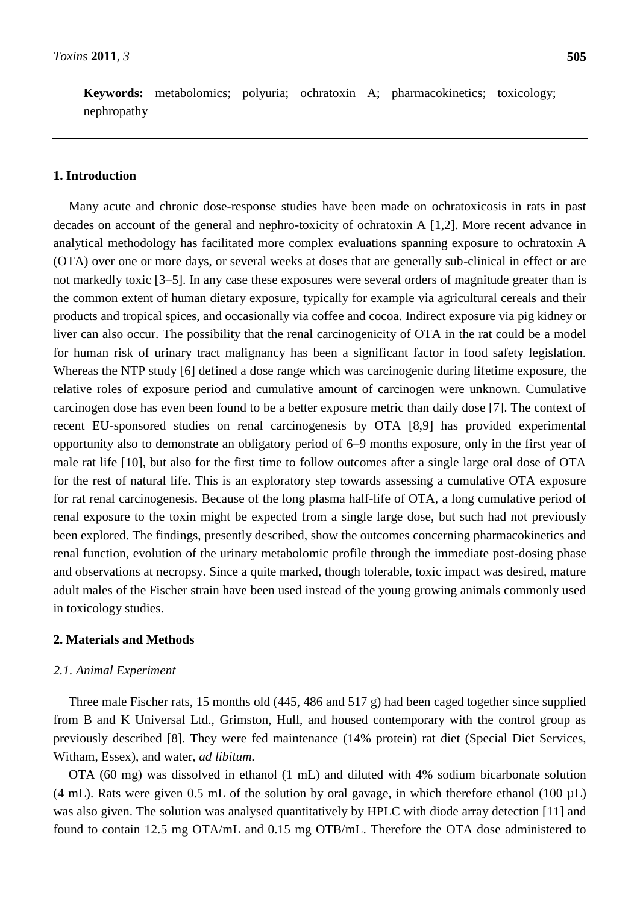**Keywords:** metabolomics; polyuria; ochratoxin A; pharmacokinetics; toxicology; nephropathy

## 1. Introduction

Many acute and chronic dose-response studies have been made on ochratoxicosis in rats in past decades on account of the general and nephro-toxicity of ochratoxin A [1,2]. More recent advance in analytical methodology has facilitated more complex evaluations spanning exposure to ochratoxin A (OTA) over one or more days, or several weeks at doses that are generally sub-clinical in effect or are not markedly toxic [3–5]. In any case these exposures were several orders of magnitude greater than is the common extent of human dietary exposure, typically for example via agricultural cereals and their products and tropical spices, and occasionally via coffee and cocoa. Indirect exposure via pig kidney or liver can also occur. The possibility that the renal carcinogenicity of OTA in the rat could be a model for human risk of urinary tract malignancy has been a significant factor in food safety legislation. Whereas the NTP study [6] defined a dose range which was carcinogenic during lifetime exposure, the relative roles of exposure period and cumulative amount of carcinogen were unknown. Cumulative carcinogen dose has even been found to be a better exposure metric than daily dose [7]. The context of recent EU-sponsored studies on renal carcinogenesis by OTA [8,9] has provided experimental opportunity also to demonstrate an obligatory period of 6–9 months exposure, only in the first year of male rat life [10], but also for the first time to follow outcomes after a single large oral dose of OTA for the rest of natural life. This is an exploratory step towards assessing a cumulative OTA exposure for rat renal carcinogenesis. Because of the long plasma half-life of OTA, a long cumulative period of renal exposure to the toxin might be expected from a single large dose, but such had not previously been explored. The findings, presently described, show the outcomes concerning pharmacokinetics and renal function, evolution of the urinary metabolomic profile through the immediate post-dosing phase and observations at necropsy. Since a quite marked, though tolerable, toxic impact was desired, mature adult males of the Fischer strain have been used instead of the young growing animals commonly used in toxicology studies.

## 2. Materials and Methods

### 2.1. Animal Experiment

Three male Fischer rats, 15 months old (445, 486 and 517 g) had been caged together since supplied from B and K Universal Ltd., Grimston, Hull, and housed contemporary with the control group as previously described [8]. They were fed maintenance (14% protein) rat diet (Special Diet Services, Witham, Essex), and water, *ad libitum.*

OTA (60 mg) was dissolved in ethanol (1 mL) and diluted with 4% sodium bicarbonate solution (4 mL). Rats were given 0.5 mL of the solution by oral gavage, in which therefore ethanol (100 µL) was also given. The solution was analysed quantitatively by HPLC with diode array detection [11] and found to contain 12.5 mg OTA/mL and 0.15 mg OTB/mL. Therefore the OTA dose administered to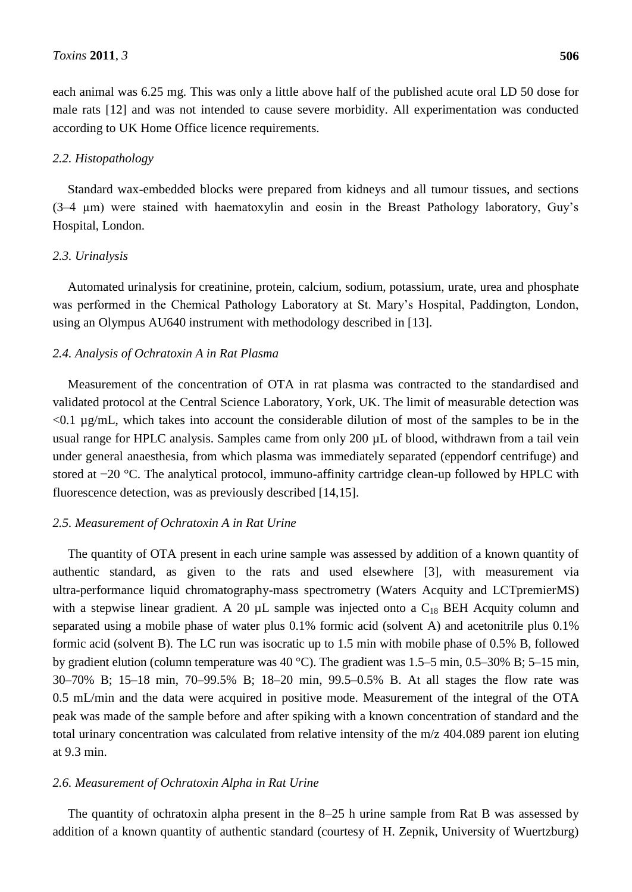each animal was 6.25 mg. This was only a little above half of the published acute oral LD 50 dose for male rats [12] and was not intended to cause severe morbidity. All experimentation was conducted according to UK Home Office licence requirements.

### *2.2. Histopathology*

Standard wax-embedded blocks were prepared from kidneys and all tumour tissues, and sections (3–4 µm) were stained with haematoxylin and eosin in the Breast Pathology laboratory, Guy's Hospital, London.

### *2.3. Urinalysis*

Automated urinalysis for creatinine, protein, calcium, sodium, potassium, urate, urea and phosphate was performed in the Chemical Pathology Laboratory at St. Mary's Hospital, Paddington, London, using an Olympus AU640 instrument with methodology described in [13].

### *2.4. Analysis of Ochratoxin A in Rat Plasma*

Measurement of the concentration of OTA in rat plasma was contracted to the standardised and validated protocol at the Central Science Laboratory, York, UK. The limit of measurable detection was <0.1 µg/mL, which takes into account the considerable dilution of most of the samples to be in the usual range for HPLC analysis. Samples came from only 200 µL of blood, withdrawn from a tail vein under general anaesthesia, from which plasma was immediately separated (eppendorf centrifuge) and stored at −20 °C. The analytical protocol, immuno-affinity cartridge clean-up followed by HPLC with fluorescence detection, was as previously described [14,15].

### *2.5. Measurement of Ochratoxin A in Rat Urine*

The quantity of OTA present in each urine sample was assessed by addition of a known quantity of authentic standard, as given to the rats and used elsewhere [3], with measurement via ultra-performance liquid chromatography-mass spectrometry (Waters Acquity and LCTpremierMS) with a stepwise linear gradient. A 20 µL sample was injected onto a $C_{18}$ BEH Acquity column and separated using a mobile phase of water plus 0.1% formic acid (solvent A) and acetonitrile plus 0.1% formic acid (solvent B). The LC run was isocratic up to 1.5 min with mobile phase of 0.5% B, followed by gradient elution (column temperature was 40 °C). The gradient was 1.5–5 min, 0.5–30% B; 5–15 min, 30–70% B; 15–18 min, 70–99.5% B; 18–20 min, 99.5–0.5% B. At all stages the flow rate was 0.5 mL/min and the data were acquired in positive mode. Measurement of the integral of the OTA peak was made of the sample before and after spiking with a known concentration of standard and the total urinary concentration was calculated from relative intensity of the m/z 404.089 parent ion eluting at 9.3 min.

### *2.6. Measurement of Ochratoxin Alpha in Rat Urine*

The quantity of ochratoxin alpha present in the 8–25 h urine sample from Rat B was assessed by addition of a known quantity of authentic standard (courtesy of H. Zepnik, University of Wuertzburg)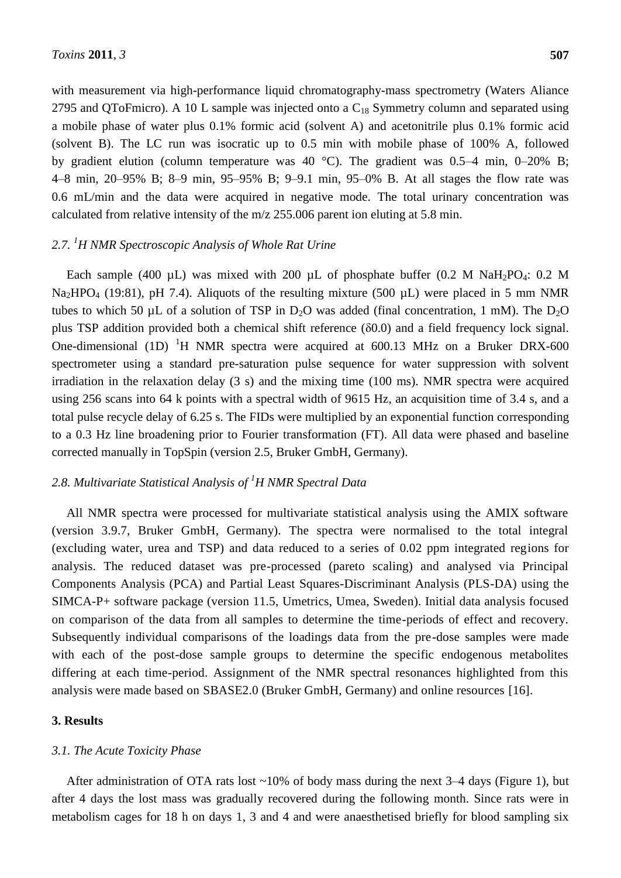with measurement via high-performance liquid chromatography-mass spectrometry (Waters Aliance 2795 and QToFmicro). A 10 L sample was injected onto a $C_{18}$ Symmetry column and separated using a mobile phase of water plus 0.1% formic acid (solvent A) and acetonitrile plus 0.1% formic acid (solvent B). The LC run was isocratic up to 0.5 min with mobile phase of 100% A, followed by gradient elution (column temperature was 40 °C). The gradient was 0.5–4 min, 0–20% B; 4–8 min, 20–95% B; 8–9 min, 95–95% B; 9–9.1 min, 95–0% B. At all stages the flow rate was 0.6 mL/min and the data were acquired in negative mode. The total urinary concentration was calculated from relative intensity of the m/z 255.006 parent ion eluting at 5.8 min.

### *2.7. $^1$H NMR Spectroscopic Analysis of Whole Rat Urine*

Each sample (400 µL) was mixed with 200 µL of phosphate buffer (0.2 M $NaH_2PO_4$: 0.2 M $Na_2HPO_4$ (19:81), pH 7.4). Aliquots of the resulting mixture (500 µL) were placed in 5 mm NMR tubes to which 50 µL of a solution of TSP in $D_2O$ was added (final concentration, 1 mM). The $D_2O$ plus TSP addition provided both a chemical shift reference (δ0.0) and a field frequency lock signal. One-dimensional (1D) $^1$H NMR spectra were acquired at 600.13 MHz on a Bruker DRX-600 spectrometer using a standard pre-saturation pulse sequence for water suppression with solvent irradiation in the relaxation delay (3 s) and the mixing time (100 ms). NMR spectra were acquired using 256 scans into 64 k points with a spectral width of 9615 Hz, an acquisition time of 3.4 s, and a total pulse recycle delay of 6.25 s. The FIDs were multiplied by an exponential function corresponding to a 0.3 Hz line broadening prior to Fourier transformation (FT). All data were phased and baseline corrected manually in TopSpin (version 2.5, Bruker GmbH, Germany).

### *2.8. Multivariate Statistical Analysis of $^1$H NMR Spectral Data*

All NMR spectra were processed for multivariate statistical analysis using the AMIX software (version 3.9.7, Bruker GmbH, Germany). The spectra were normalised to the total integral (excluding water, urea and TSP) and data reduced to a series of 0.02 ppm integrated regions for analysis. The reduced dataset was pre-processed (pareto scaling) and analysed via Principal Components Analysis (PCA) and Partial Least Squares-Discriminant Analysis (PLS-DA) using the SIMCA-P+ software package (version 11.5, Umetrics, Umea, Sweden). Initial data analysis focused on comparison of the data from all samples to determine the time-periods of effect and recovery. Subsequently individual comparisons of the loadings data from the pre-dose samples were made with each of the post-dose sample groups to determine the specific endogenous metabolites differing at each time-period. Assignment of the NMR spectral resonances highlighted from this analysis were made based on SBASE2.0 (Bruker GmbH, Germany) and online resources [16].

## **3. Results**

### *3.1. The Acute Toxicity Phase*

After administration of OTA rats lost ~10% of body mass during the next 3–4 days (Figure 1), but after 4 days the lost mass was gradually recovered during the following month. Since rats were in metabolism cages for 18 h on days 1, 3 and 4 and were anaesthetised briefly for blood sampling six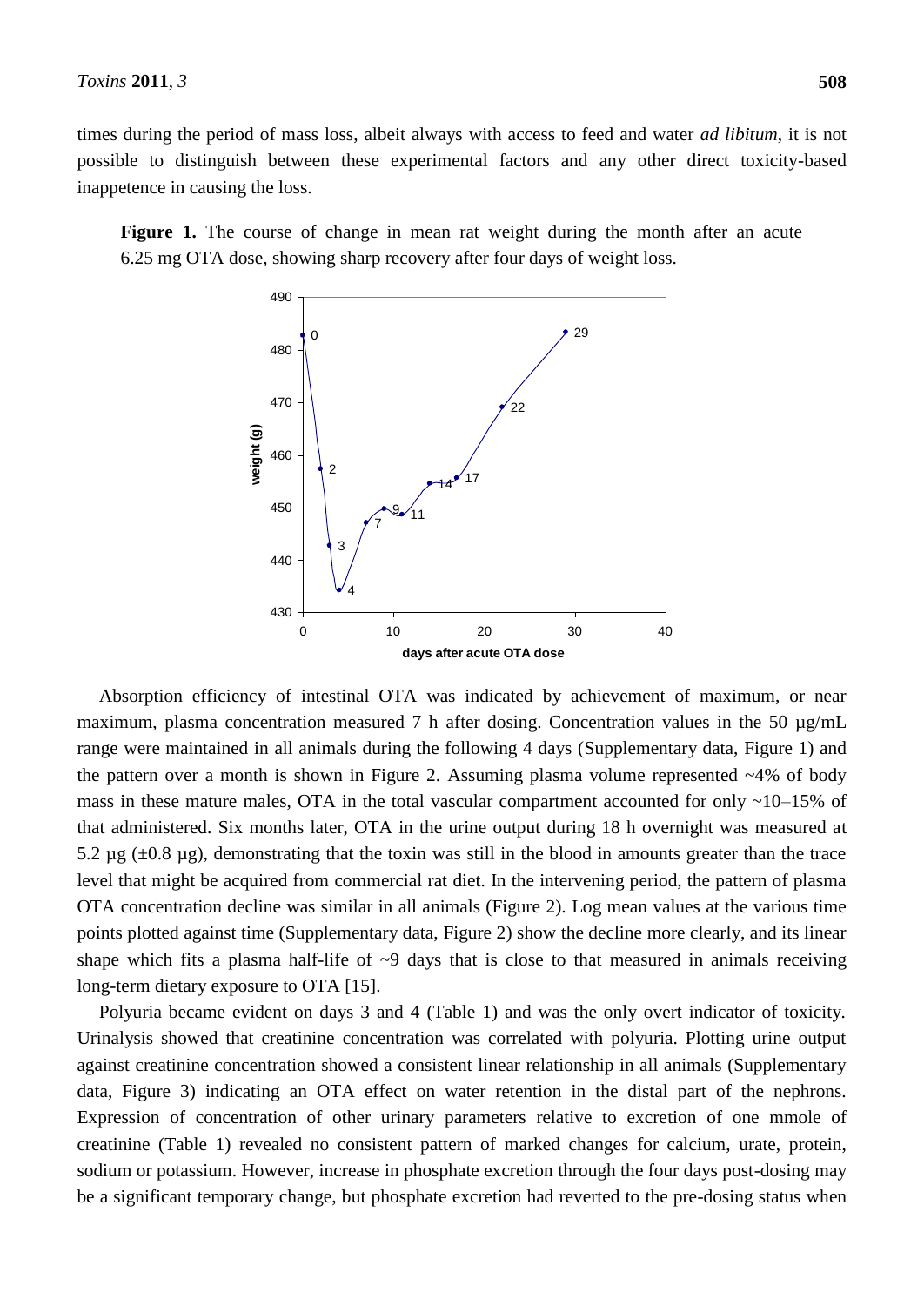times during the period of mass loss, albeit always with access to feed and water *ad libitum*, it is not possible to distinguish between these experimental factors and any other direct toxicity-based inappetence in causing the loss.

**Figure 1.** The course of change in mean rat weight during the month after an acute 6.25 mg OTA dose, showing sharp recovery after four days of weight loss.

Absorption efficiency of intestinal OTA was indicated by achievement of maximum, or near maximum, plasma concentration measured 7 h after dosing. Concentration values in the 50 µg/mL range were maintained in all animals during the following 4 days (Supplementary data, Figure 1) and the pattern over a month is shown in Figure 2. Assuming plasma volume represented ~4% of body mass in these mature males, OTA in the total vascular compartment accounted for only ~10–15% of that administered. Six months later, OTA in the urine output during 18 h overnight was measured at 5.2 µg (±0.8 µg), demonstrating that the toxin was still in the blood in amounts greater than the trace level that might be acquired from commercial rat diet. In the intervening period, the pattern of plasma OTA concentration decline was similar in all animals (Figure 2). Log mean values at the various time points plotted against time (Supplementary data, Figure 2) show the decline more clearly, and its linear shape which fits a plasma half-life of ~9 days that is close to that measured in animals receiving long-term dietary exposure to OTA [15].

Polyuria became evident on days 3 and 4 (Table 1) and was the only overt indicator of toxicity. Urinalysis showed that creatinine concentration was correlated with polyuria. Plotting urine output against creatinine concentration showed a consistent linear relationship in all animals (Supplementary data, Figure 3) indicating an OTA effect on water retention in the distal part of the nephrons. Expression of concentration of other urinary parameters relative to excretion of one mmole of creatinine (Table 1) revealed no consistent pattern of marked changes for calcium, urate, protein, sodium or potassium. However, increase in phosphate excretion through the four days post-dosing may be a significant temporary change, but phosphate excretion had reverted to the pre-dosing status when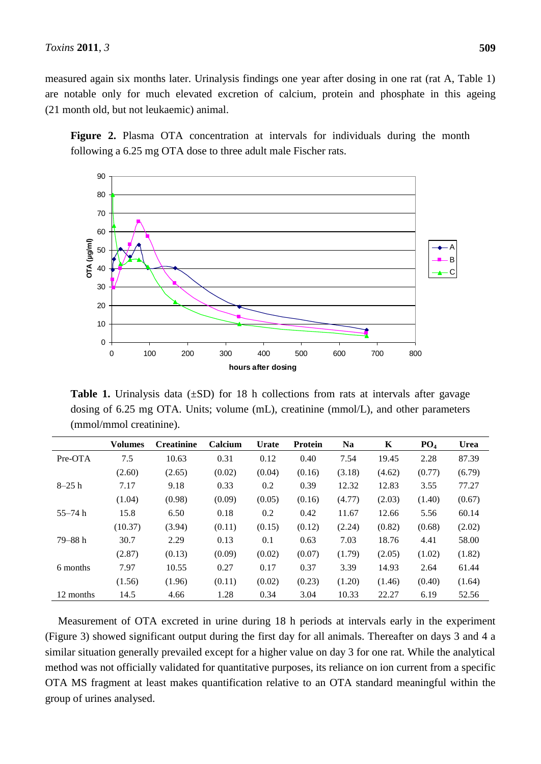measured again six months later. Urinalysis findings one year after dosing in one rat (rat A, Table 1) are notable only for much elevated excretion of calcium, protein and phosphate in this ageing (21 month old, but not leukaemic) animal.

**Figure 2.** Plasma OTA concentration at intervals for individuals during the month following a 6.25 mg OTA dose to three adult male Fischer rats.

**Table 1.** Urinalysis data (±SD) for 18 h collections from rats at intervals after gavage dosing of 6.25 mg OTA. Units; volume (mL), creatinine (mmol/L), and other parameters (mmol/mmol creatinine).

| | Volumes | Creatinine | Calcium | Urate | Protein | Na | K | $PO_4$ | Urea |
|---|---|---|---|---|---|---|---|---|---|
| Pre-OTA | 7.5 | 10.63 | 0.31 | 0.12 | 0.40 | 7.54 | 19.45 | 2.28 | 87.39 |
| | (2.60) | (2.65) | (0.02) | (0.04) | (0.16) | (3.18) | (4.62) | (0.77) | (6.79) |
| 8–25 h | 7.17 | 9.18 | 0.33 | 0.2 | 0.39 | 12.32 | 12.83 | 3.55 | 77.27 |
| | (1.04) | (0.98) | (0.09) | (0.05) | (0.16) | (4.77) | (2.03) | (1.40) | (0.67) |
| 55–74 h | 15.8 | 6.50 | 0.18 | 0.2 | 0.42 | 11.67 | 12.66 | 5.56 | 60.14 |
| | (10.37) | (3.94) | (0.11) | (0.15) | (0.12) | (2.24) | (0.82) | (0.68) | (2.02) |
| 79–88 h | 30.7 | 2.29 | 0.13 | 0.1 | 0.63 | 7.03 | 18.76 | 4.41 | 58.00 |
| | (2.87) | (0.13) | (0.09) | (0.02) | (0.07) | (1.79) | (2.05) | (1.02) | (1.82) |
| 6 months | 7.97 | 10.55 | 0.27 | 0.17 | 0.37 | 3.39 | 14.93 | 2.64 | 61.44 |
| | (1.56) | (1.96) | (0.11) | (0.02) | (0.23) | (1.20) | (1.46) | (0.40) | (1.64) |
| 12 months | 14.5 | 4.66 | 1.28 | 0.34 | 3.04 | 10.33 | 22.27 | 6.19 | 52.56 |

Measurement of OTA excreted in urine during 18 h periods at intervals early in the experiment (Figure 3) showed significant output during the first day for all animals. Thereafter on days 3 and 4 a similar situation generally prevailed except for a higher value on day 3 for one rat. While the analytical method was not officially validated for quantitative purposes, its reliance on ion current from a specific OTA MS fragment at least makes quantification relative to an OTA standard meaningful within the group of urines analysed.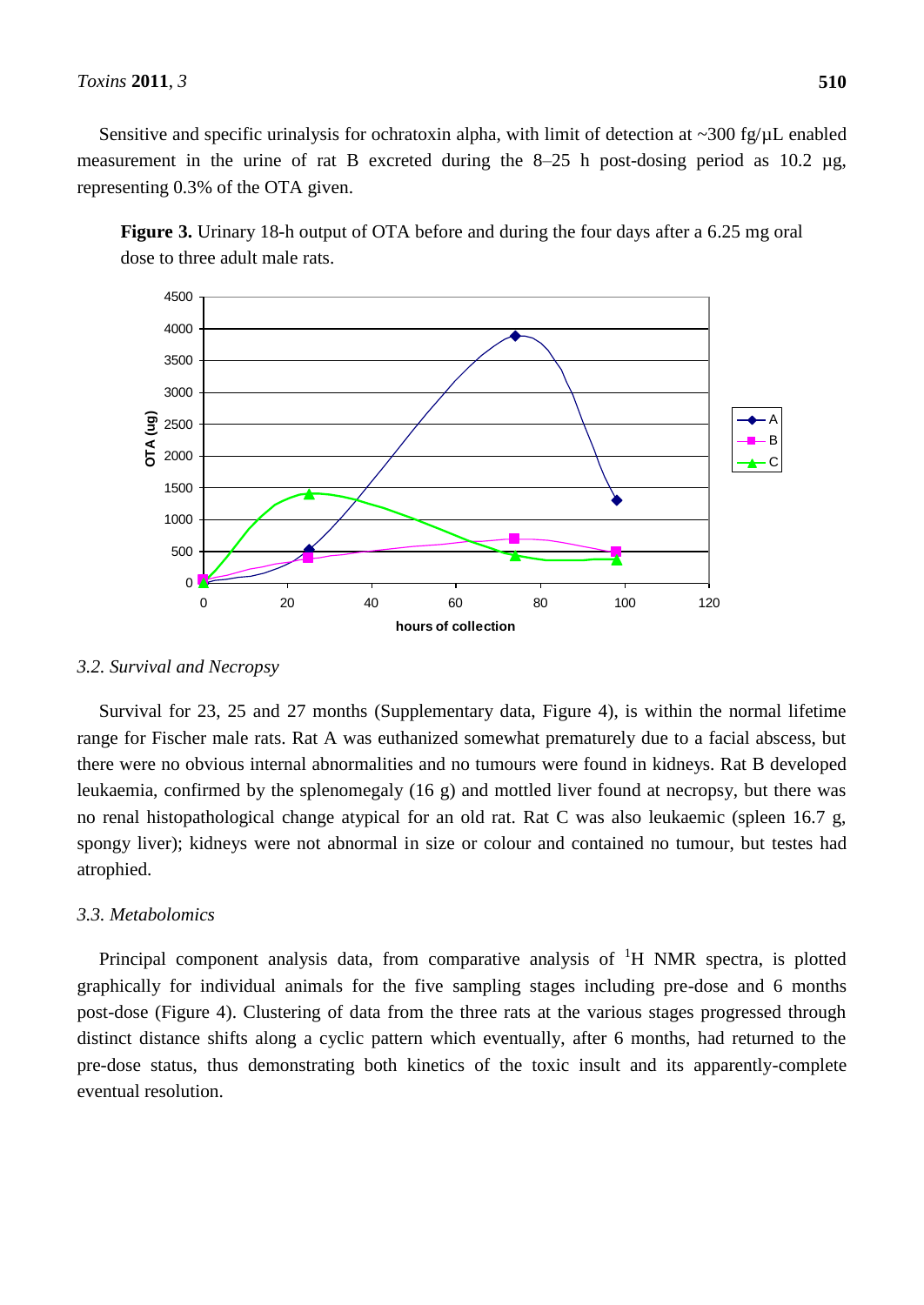Sensitive and specific urinalysis for ochratoxin alpha, with limit of detection at ~300 fg/μL enabled measurement in the urine of rat B excreted during the 8–25 h post-dosing period as 10.2 μg, representing 0.3% of the OTA given.

**Figure 3.** Urinary 18-h output of OTA before and during the four days after a 6.25 mg oral dose to three adult male rats.

### *3.2. Survival and Necropsy*

Survival for 23, 25 and 27 months (Supplementary data, Figure 4), is within the normal lifetime range for Fischer male rats. Rat A was euthanized somewhat prematurely due to a facial abscess, but there were no obvious internal abnormalities and no tumours were found in kidneys. Rat B developed leukaemia, confirmed by the splenomegaly (16 g) and mottled liver found at necropsy, but there was no renal histopathological change atypical for an old rat. Rat C was also leukaemic (spleen 16.7 g, spongy liver); kidneys were not abnormal in size or colour and contained no tumour, but testes had atrophied.

### *3.3. Metabolomics*

Principal component analysis data, from comparative analysis of $^{1}$H NMR spectra, is plotted graphically for individual animals for the five sampling stages including pre-dose and 6 months post-dose (Figure 4). Clustering of data from the three rats at the various stages progressed through distinct distance shifts along a cyclic pattern which eventually, after 6 months, had returned to the pre-dose status, thus demonstrating both kinetics of the toxic insult and its apparently-complete eventual resolution.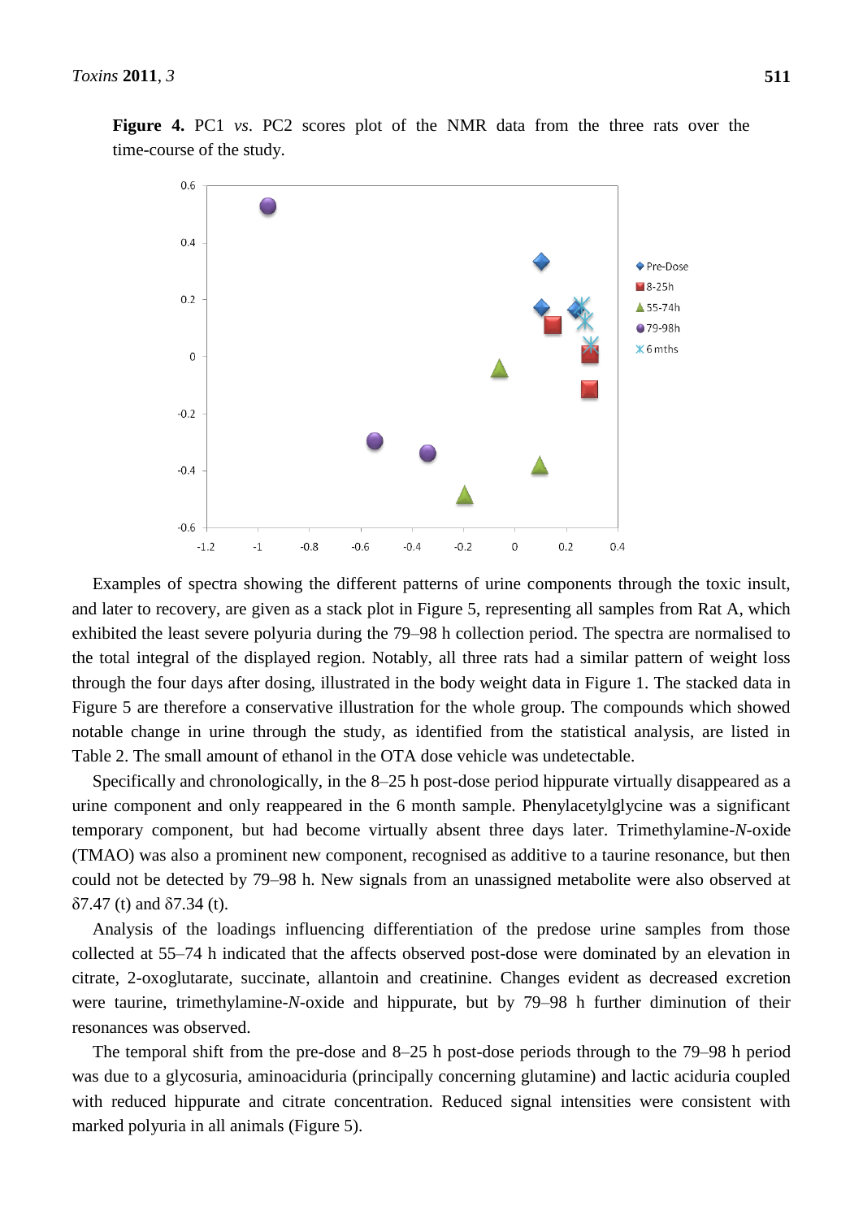**Figure 4.** PC1 *vs.* PC2 scores plot of the NMR data from the three rats over the time-course of the study.

Examples of spectra showing the different patterns of urine components through the toxic insult, and later to recovery, are given as a stack plot in Figure 5, representing all samples from Rat A, which exhibited the least severe polyuria during the 79–98 h collection period. The spectra are normalised to the total integral of the displayed region. Notably, all three rats had a similar pattern of weight loss through the four days after dosing, illustrated in the body weight data in Figure 1. The stacked data in Figure 5 are therefore a conservative illustration for the whole group. The compounds which showed notable change in urine through the study, as identified from the statistical analysis, are listed in Table 2. The small amount of ethanol in the OTA dose vehicle was undetectable.

Specifically and chronologically, in the 8–25 h post-dose period hippurate virtually disappeared as a urine component and only reappeared in the 6 month sample. Phenylacetylglycine was a significant temporary component, but had become virtually absent three days later. Trimethylamine-*N*-oxide (TMAO) was also a prominent new component, recognised as additive to a taurine resonance, but then could not be detected by 79–98 h. New signals from an unassigned metabolite were also observed at δ7.47 (t) and δ7.34 (t).

Analysis of the loadings influencing differentiation of the predose urine samples from those collected at 55–74 h indicated that the affects observed post-dose were dominated by an elevation in citrate, 2-oxoglutarate, succinate, allantoin and creatinine. Changes evident as decreased excretion were taurine, trimethylamine-*N*-oxide and hippurate, but by 79–98 h further diminution of their resonances was observed.

The temporal shift from the pre-dose and 8–25 h post-dose periods through to the 79–98 h period was due to a glycosuria, aminoaciduria (principally concerning glutamine) and lactic aciduria coupled with reduced hippurate and citrate concentration. Reduced signal intensities were consistent with marked polyuria in all animals (Figure 5).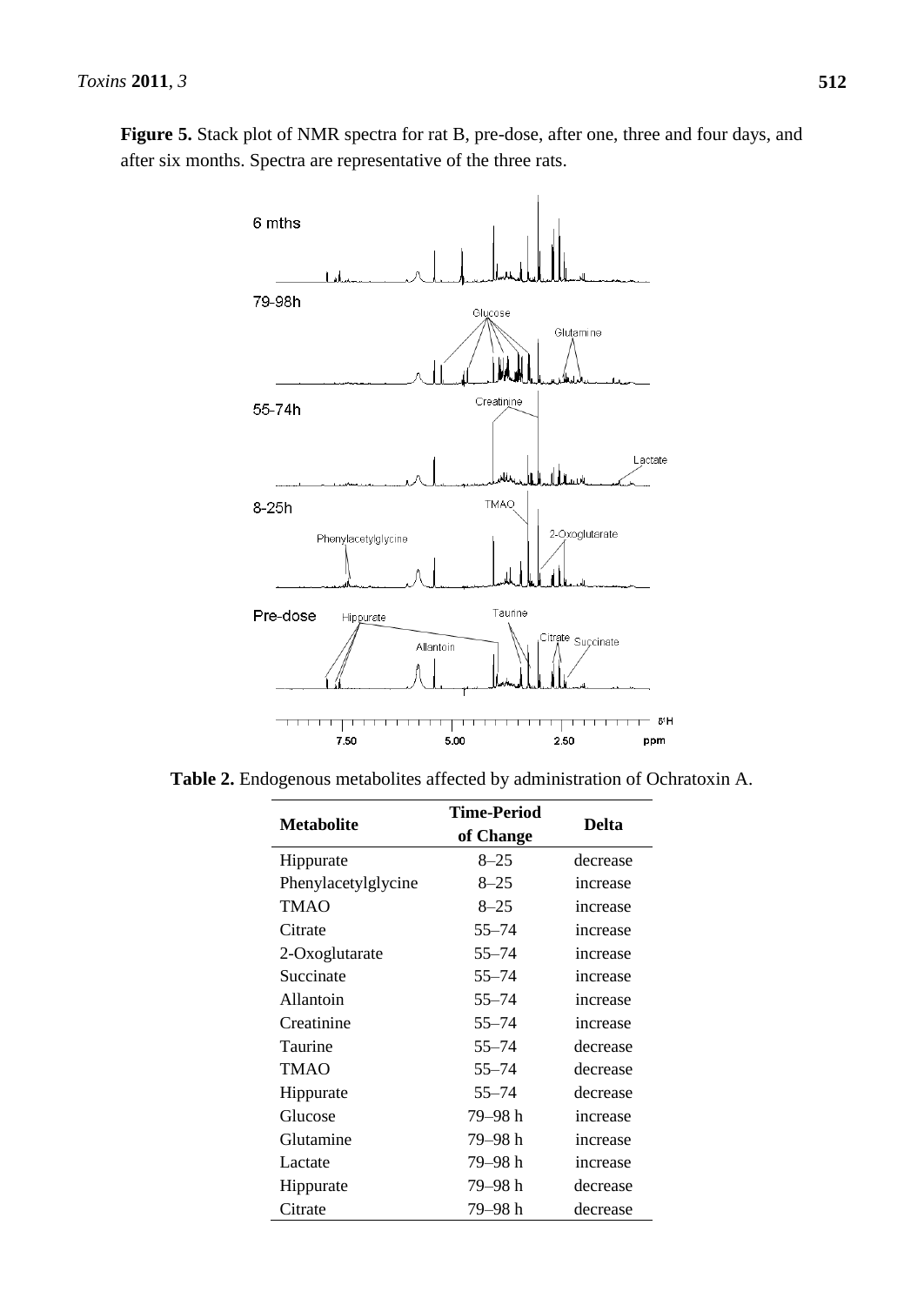**Figure 5.** Stack plot of NMR spectra for rat B, pre-dose, after one, three and four days, and after six months. Spectra are representative of the three rats.

**Table 2.** Endogenous metabolites affected by administration of Ochratoxin A.

| Metabolite | Time-Period of Change | Delta |
|---|---|---|
| Hippurate | 8–25 | decrease |
| Phenylacetylglycine | 8–25 | increase |
| TMAO | 8–25 | increase |
| Citrate | 55–74 | increase |
| 2-Oxoglutarate | 55–74 | increase |
| Succinate | 55–74 | increase |
| Allantoin | 55–74 | increase |
| Creatinine | 55–74 | increase |
| Taurine | 55–74 | decrease |
| TMAO | 55–74 | decrease |
| Hippurate | 55–74 | decrease |
| Glucose | 79–98 h | increase |
| Glutamine | 79–98 h | increase |
| Lactate | 79–98 h | increase |
| Hippurate | 79–98 h | decrease |
| Citrate | 79–98 h | decrease |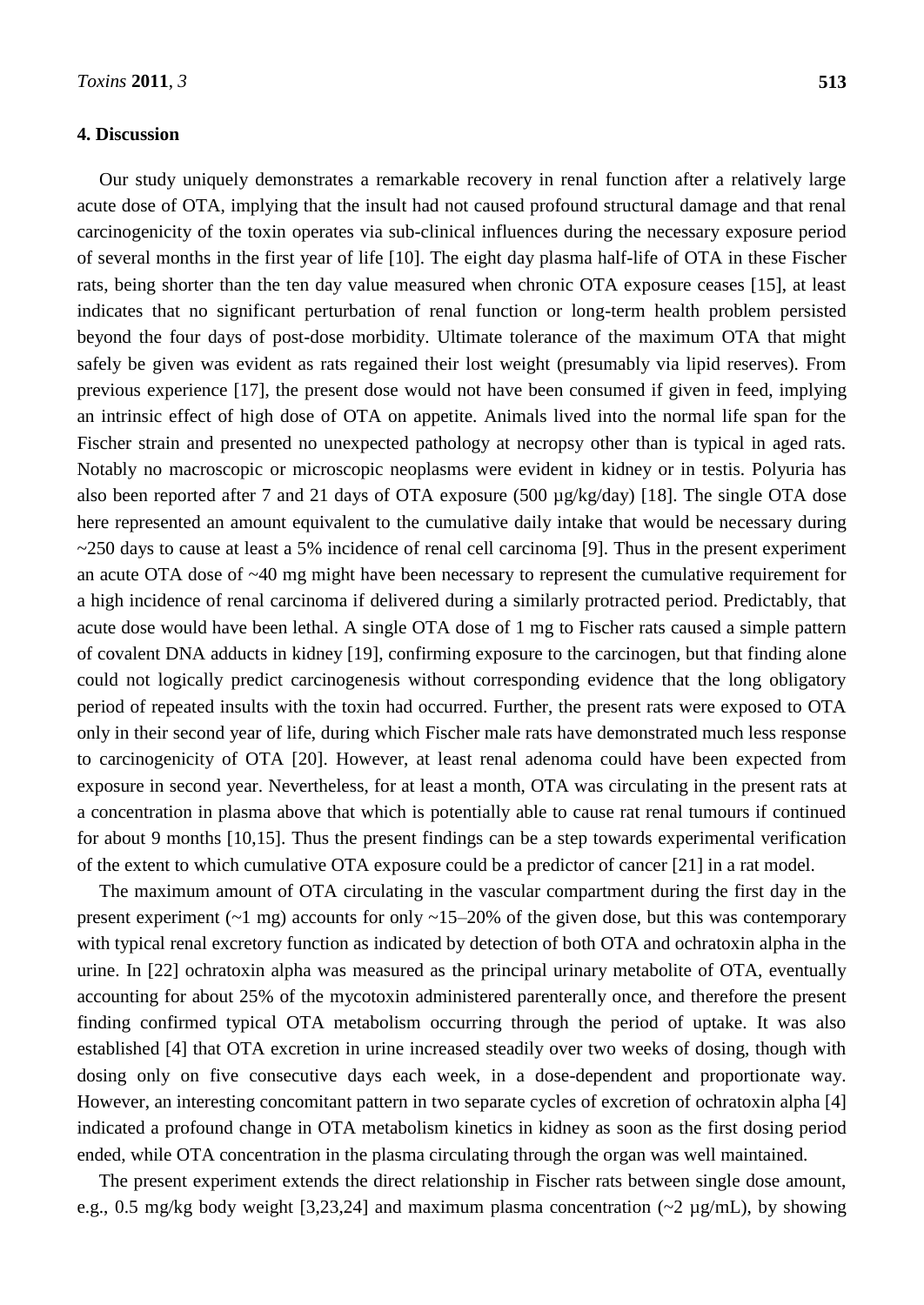## 4. Discussion

Our study uniquely demonstrates a remarkable recovery in renal function after a relatively large acute dose of OTA, implying that the insult had not caused profound structural damage and that renal carcinogenicity of the toxin operates via sub-clinical influences during the necessary exposure period of several months in the first year of life [10]. The eight day plasma half-life of OTA in these Fischer rats, being shorter than the ten day value measured when chronic OTA exposure ceases [15], at least indicates that no significant perturbation of renal function or long-term health problem persisted beyond the four days of post-dose morbidity. Ultimate tolerance of the maximum OTA that might safely be given was evident as rats regained their lost weight (presumably via lipid reserves). From previous experience [17], the present dose would not have been consumed if given in feed, implying an intrinsic effect of high dose of OTA on appetite. Animals lived into the normal life span for the Fischer strain and presented no unexpected pathology at necropsy other than is typical in aged rats. Notably no macroscopic or microscopic neoplasms were evident in kidney or in testis. Polyuria has also been reported after 7 and 21 days of OTA exposure (500 µg/kg/day) [18]. The single OTA dose here represented an amount equivalent to the cumulative daily intake that would be necessary during ~250 days to cause at least a 5% incidence of renal cell carcinoma [9]. Thus in the present experiment an acute OTA dose of ~40 mg might have been necessary to represent the cumulative requirement for a high incidence of renal carcinoma if delivered during a similarly protracted period. Predictably, that acute dose would have been lethal. A single OTA dose of 1 mg to Fischer rats caused a simple pattern of covalent DNA adducts in kidney [19], confirming exposure to the carcinogen, but that finding alone could not logically predict carcinogenesis without corresponding evidence that the long obligatory period of repeated insults with the toxin had occurred. Further, the present rats were exposed to OTA only in their second year of life, during which Fischer male rats have demonstrated much less response to carcinogenicity of OTA [20]. However, at least renal adenoma could have been expected from exposure in second year. Nevertheless, for at least a month, OTA was circulating in the present rats at a concentration in plasma above that which is potentially able to cause rat renal tumours if continued for about 9 months [10,15]. Thus the present findings can be a step towards experimental verification of the extent to which cumulative OTA exposure could be a predictor of cancer [21] in a rat model.

The maximum amount of OTA circulating in the vascular compartment during the first day in the present experiment (~1 mg) accounts for only ~15–20% of the given dose, but this was contemporary with typical renal excretory function as indicated by detection of both OTA and ochratoxin alpha in the urine. In [22] ochratoxin alpha was measured as the principal urinary metabolite of OTA, eventually accounting for about 25% of the mycotoxin administered parenterally once, and therefore the present finding confirmed typical OTA metabolism occurring through the period of uptake. It was also established [4] that OTA excretion in urine increased steadily over two weeks of dosing, though with dosing only on five consecutive days each week, in a dose-dependent and proportionate way. However, an interesting concomitant pattern in two separate cycles of excretion of ochratoxin alpha [4] indicated a profound change in OTA metabolism kinetics in kidney as soon as the first dosing period ended, while OTA concentration in the plasma circulating through the organ was well maintained.

The present experiment extends the direct relationship in Fischer rats between single dose amount, e.g., 0.5 mg/kg body weight [3,23,24] and maximum plasma concentration (~2 µg/mL), by showing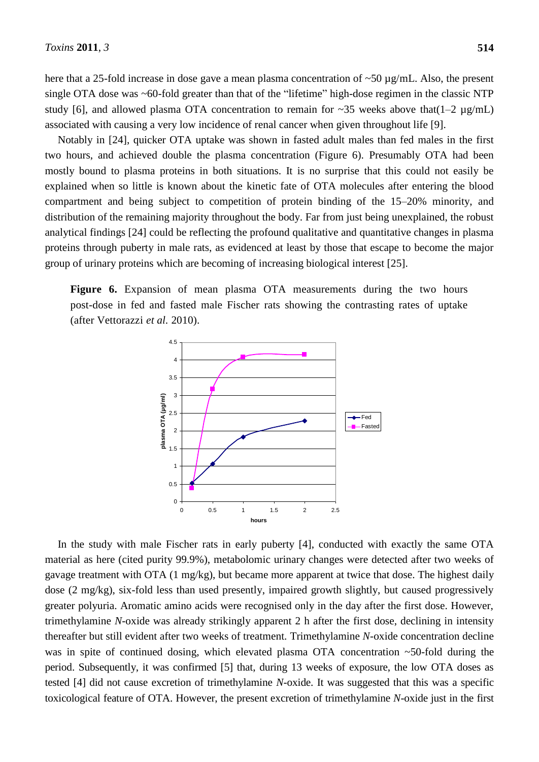here that a 25-fold increase in dose gave a mean plasma concentration of ~50 µg/mL. Also, the present single OTA dose was ~60-fold greater than that of the "lifetime" high-dose regimen in the classic NTP study [6], and allowed plasma OTA concentration to remain for ~35 weeks above that(1–2 µg/mL) associated with causing a very low incidence of renal cancer when given throughout life [9].

Notably in [24], quicker OTA uptake was shown in fasted adult males than fed males in the first two hours, and achieved double the plasma concentration (Figure 6). Presumably OTA had been mostly bound to plasma proteins in both situations. It is no surprise that this could not easily be explained when so little is known about the kinetic fate of OTA molecules after entering the blood compartment and being subject to competition of protein binding of the 15–20% minority, and distribution of the remaining majority throughout the body. Far from just being unexplained, the robust analytical findings [24] could be reflecting the profound qualitative and quantitative changes in plasma proteins through puberty in male rats, as evidenced at least by those that escape to become the major group of urinary proteins which are becoming of increasing biological interest [25].

**Figure 6.** Expansion of mean plasma OTA measurements during the two hours post-dose in fed and fasted male Fischer rats showing the contrasting rates of uptake (after Vettorazzi *et al.* 2010).

In the study with male Fischer rats in early puberty [4], conducted with exactly the same OTA material as here (cited purity 99.9%), metabolomic urinary changes were detected after two weeks of gavage treatment with OTA (1 mg/kg), but became more apparent at twice that dose. The highest daily dose (2 mg/kg), six-fold less than used presently, impaired growth slightly, but caused progressively greater polyuria. Aromatic amino acids were recognised only in the day after the first dose. However, trimethylamine *N*-oxide was already strikingly apparent 2 h after the first dose, declining in intensity thereafter but still evident after two weeks of treatment. Trimethylamine *N*-oxide concentration decline was in spite of continued dosing, which elevated plasma OTA concentration ~50-fold during the period. Subsequently, it was confirmed [5] that, during 13 weeks of exposure, the low OTA doses as tested [4] did not cause excretion of trimethylamine *N*-oxide. It was suggested that this was a specific toxicological feature of OTA. However, the present excretion of trimethylamine *N*-oxide just in the first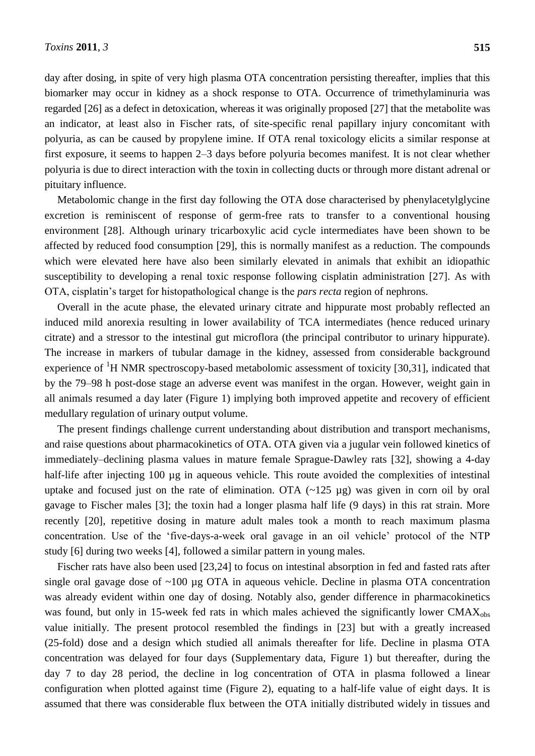day after dosing, in spite of very high plasma OTA concentration persisting thereafter, implies that this biomarker may occur in kidney as a shock response to OTA. Occurrence of trimethylaminuria was regarded [26] as a defect in detoxication, whereas it was originally proposed [27] that the metabolite was an indicator, at least also in Fischer rats, of site-specific renal papillary injury concomitant with polyuria, as can be caused by propylene imine. If OTA renal toxicology elicits a similar response at first exposure, it seems to happen 2–3 days before polyuria becomes manifest. It is not clear whether polyuria is due to direct interaction with the toxin in collecting ducts or through more distant adrenal or pituitary influence.

Metabolomic change in the first day following the OTA dose characterised by phenylacetylglycine excretion is reminiscent of response of germ-free rats to transfer to a conventional housing environment [28]. Although urinary tricarboxylic acid cycle intermediates have been shown to be affected by reduced food consumption [29], this is normally manifest as a reduction. The compounds which were elevated here have also been similarly elevated in animals that exhibit an idiopathic susceptibility to developing a renal toxic response following cisplatin administration [27]. As with OTA, cisplatin's target for histopathological change is the *pars recta* region of nephrons.

Overall in the acute phase, the elevated urinary citrate and hippurate most probably reflected an induced mild anorexia resulting in lower availability of TCA intermediates (hence reduced urinary citrate) and a stressor to the intestinal gut microflora (the principal contributor to urinary hippurate). The increase in markers of tubular damage in the kidney, assessed from considerable background experience of $^{1}$H NMR spectroscopy-based metabolomic assessment of toxicity [30,31], indicated that by the 79–98 h post-dose stage an adverse event was manifest in the organ. However, weight gain in all animals resumed a day later (Figure 1) implying both improved appetite and recovery of efficient medullary regulation of urinary output volume.

The present findings challenge current understanding about distribution and transport mechanisms, and raise questions about pharmacokinetics of OTA. OTA given via a jugular vein followed kinetics of immediately–declining plasma values in mature female Sprague-Dawley rats [32], showing a 4-day half-life after injecting 100 µg in aqueous vehicle. This route avoided the complexities of intestinal uptake and focused just on the rate of elimination. OTA (~125 µg) was given in corn oil by oral gavage to Fischer males [3]; the toxin had a longer plasma half life (9 days) in this rat strain. More recently [20], repetitive dosing in mature adult males took a month to reach maximum plasma concentration. Use of the 'five-days-a-week oral gavage in an oil vehicle' protocol of the NTP study [6] during two weeks [4], followed a similar pattern in young males.

Fischer rats have also been used [23,24] to focus on intestinal absorption in fed and fasted rats after single oral gavage dose of ~100 µg OTA in aqueous vehicle. Decline in plasma OTA concentration was already evident within one day of dosing. Notably also, gender difference in pharmacokinetics was found, but only in 15-week fed rats in which males achieved the significantly lower $CMAX_{obs}$ value initially. The present protocol resembled the findings in [23] but with a greatly increased (25-fold) dose and a design which studied all animals thereafter for life. Decline in plasma OTA concentration was delayed for four days (Supplementary data, Figure 1) but thereafter, during the day 7 to day 28 period, the decline in log concentration of OTA in plasma followed a linear configuration when plotted against time (Figure 2), equating to a half-life value of eight days. It is assumed that there was considerable flux between the OTA initially distributed widely in tissues and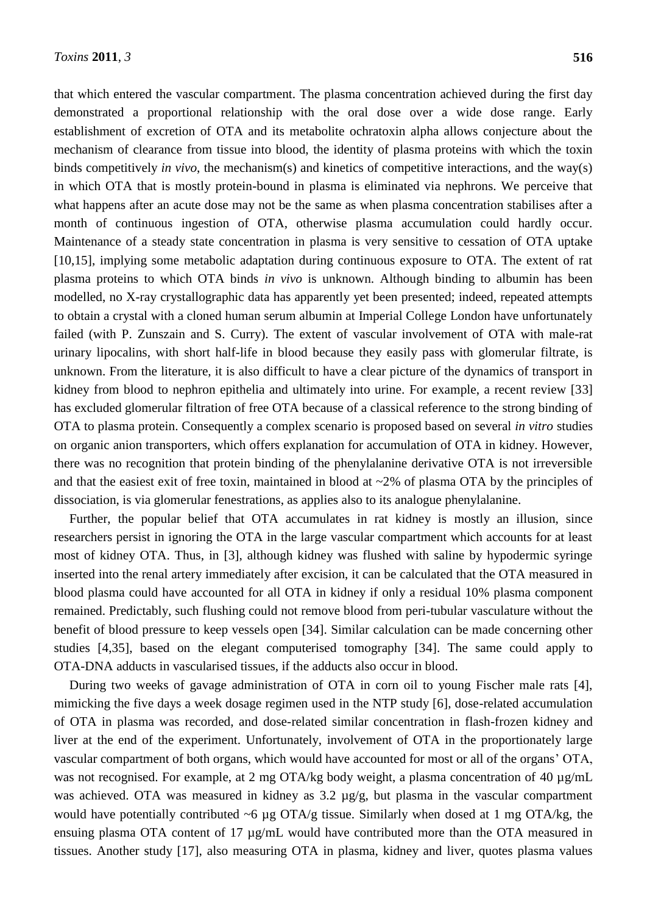that which entered the vascular compartment. The plasma concentration achieved during the first day demonstrated a proportional relationship with the oral dose over a wide dose range. Early establishment of excretion of OTA and its metabolite ochratoxin alpha allows conjecture about the mechanism of clearance from tissue into blood, the identity of plasma proteins with which the toxin binds competitively *in vivo*, the mechanism(s) and kinetics of competitive interactions, and the way(s) in which OTA that is mostly protein-bound in plasma is eliminated via nephrons. We perceive that what happens after an acute dose may not be the same as when plasma concentration stabilises after a month of continuous ingestion of OTA, otherwise plasma accumulation could hardly occur. Maintenance of a steady state concentration in plasma is very sensitive to cessation of OTA uptake [10,15], implying some metabolic adaptation during continuous exposure to OTA. The extent of rat plasma proteins to which OTA binds *in vivo* is unknown. Although binding to albumin has been modelled, no X-ray crystallographic data has apparently yet been presented; indeed, repeated attempts to obtain a crystal with a cloned human serum albumin at Imperial College London have unfortunately failed (with P. Zunszain and S. Curry). The extent of vascular involvement of OTA with male-rat urinary lipocalins, with short half-life in blood because they easily pass with glomerular filtrate, is unknown. From the literature, it is also difficult to have a clear picture of the dynamics of transport in kidney from blood to nephron epithelia and ultimately into urine. For example, a recent review [33] has excluded glomerular filtration of free OTA because of a classical reference to the strong binding of OTA to plasma protein. Consequently a complex scenario is proposed based on several *in vitro* studies on organic anion transporters, which offers explanation for accumulation of OTA in kidney. However, there was no recognition that protein binding of the phenylalanine derivative OTA is not irreversible and that the easiest exit of free toxin, maintained in blood at ~2% of plasma OTA by the principles of dissociation, is via glomerular fenestrations, as applies also to its analogue phenylalanine.

Further, the popular belief that OTA accumulates in rat kidney is mostly an illusion, since researchers persist in ignoring the OTA in the large vascular compartment which accounts for at least most of kidney OTA. Thus, in [3], although kidney was flushed with saline by hypodermic syringe inserted into the renal artery immediately after excision, it can be calculated that the OTA measured in blood plasma could have accounted for all OTA in kidney if only a residual 10% plasma component remained. Predictably, such flushing could not remove blood from peri-tubular vasculature without the benefit of blood pressure to keep vessels open [34]. Similar calculation can be made concerning other studies [4,35], based on the elegant computerised tomography [34]. The same could apply to OTA-DNA adducts in vascularised tissues, if the adducts also occur in blood.

During two weeks of gavage administration of OTA in corn oil to young Fischer male rats [4], mimicking the five days a week dosage regimen used in the NTP study [6], dose-related accumulation of OTA in plasma was recorded, and dose-related similar concentration in flash-frozen kidney and liver at the end of the experiment. Unfortunately, involvement of OTA in the proportionately large vascular compartment of both organs, which would have accounted for most or all of the organs' OTA, was not recognised. For example, at 2 mg OTA/kg body weight, a plasma concentration of 40 µg/mL was achieved. OTA was measured in kidney as 3.2 µg/g, but plasma in the vascular compartment would have potentially contributed ~6 µg OTA/g tissue. Similarly when dosed at 1 mg OTA/kg, the ensuing plasma OTA content of 17 µg/mL would have contributed more than the OTA measured in tissues. Another study [17], also measuring OTA in plasma, kidney and liver, quotes plasma values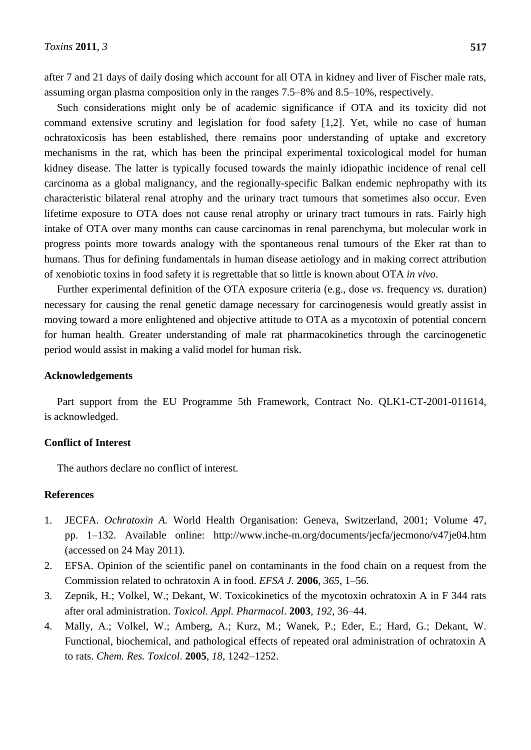after 7 and 21 days of daily dosing which account for all OTA in kidney and liver of Fischer male rats, assuming organ plasma composition only in the ranges 7.5–8% and 8.5–10%, respectively.

Such considerations might only be of academic significance if OTA and its toxicity did not command extensive scrutiny and legislation for food safety [1,2]. Yet, while no case of human ochratoxicosis has been established, there remains poor understanding of uptake and excretory mechanisms in the rat, which has been the principal experimental toxicological model for human kidney disease. The latter is typically focused towards the mainly idiopathic incidence of renal cell carcinoma as a global malignancy, and the regionally-specific Balkan endemic nephropathy with its characteristic bilateral renal atrophy and the urinary tract tumours that sometimes also occur. Even lifetime exposure to OTA does not cause renal atrophy or urinary tract tumours in rats. Fairly high intake of OTA over many months can cause carcinomas in renal parenchyma, but molecular work in progress points more towards analogy with the spontaneous renal tumours of the Eker rat than to humans. Thus for defining fundamentals in human disease aetiology and in making correct attribution of xenobiotic toxins in food safety it is regrettable that so little is known about OTA *in vivo*.

Further experimental definition of the OTA exposure criteria (e.g., dose *vs.* frequency *vs.* duration) necessary for causing the renal genetic damage necessary for carcinogenesis would greatly assist in moving toward a more enlightened and objective attitude to OTA as a mycotoxin of potential concern for human health. Greater understanding of male rat pharmacokinetics through the carcinogenetic period would assist in making a valid model for human risk.

## Acknowledgements

Part support from the EU Programme 5th Framework, Contract No. QLK1-CT-2001-011614, is acknowledged.

## Conflict of Interest

The authors declare no conflict of interest.

## References

1. JECFA. *Ochratoxin A.* World Health Organisation: Geneva, Switzerland, 2001; Volume 47, pp. 1–132. Available online: http://www.inche-m.org/documents/jecfa/jecmono/v47je04.htm (accessed on 24 May 2011).
2. EFSA. Opinion of the scientific panel on contaminants in the food chain on a request from the Commission related to ochratoxin A in food. *EFSA J.* **2006**, *365*, 1–56.
3. Zepnik, H.; Volkel, W.; Dekant, W. Toxicokinetics of the mycotoxin ochratoxin A in F 344 rats after oral administration. *Toxicol. Appl. Pharmacol*. **2003**, *192*, 36–44.
4. Mally, A.; Volkel, W.; Amberg, A.; Kurz, M.; Wanek, P.; Eder, E.; Hard, G.; Dekant, W. Functional, biochemical, and pathological effects of repeated oral administration of ochratoxin A to rats. *Chem. Res. Toxicol*. **2005**, *18*, 1242–1252.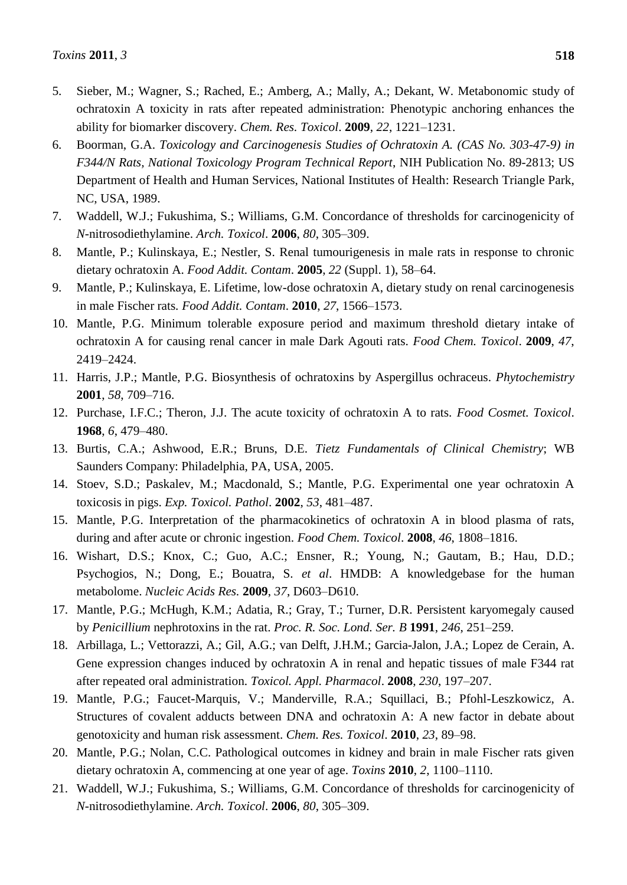5. Sieber, M.; Wagner, S.; Rached, E.; Amberg, A.; Mally, A.; Dekant, W. Metabonomic study of ochratoxin A toxicity in rats after repeated administration: Phenotypic anchoring enhances the ability for biomarker discovery. *Chem. Res. Toxicol*. **2009**, *22*, 1221–1231.
6. Boorman, G.A. *Toxicology and Carcinogenesis Studies of Ochratoxin A. (CAS No. 303-47-9) in F344/N Rats, National Toxicology Program Technical Report*, NIH Publication No. 89-2813; US Department of Health and Human Services, National Institutes of Health: Research Triangle Park, NC, USA, 1989.
7. Waddell, W.J.; Fukushima, S.; Williams, G.M. Concordance of thresholds for carcinogenicity of *N*-nitrosodiethylamine. *Arch. Toxicol*. **2006**, *80*, 305–309.
8. Mantle, P.; Kulinskaya, E.; Nestler, S. Renal tumourigenesis in male rats in response to chronic dietary ochratoxin A. *Food Addit. Contam*. **2005**, *22* (Suppl. 1), 58–64.
9. Mantle, P.; Kulinskaya, E. Lifetime, low-dose ochratoxin A, dietary study on renal carcinogenesis in male Fischer rats. *Food Addit. Contam*. **2010**, *27*, 1566–1573.
10. Mantle, P.G. Minimum tolerable exposure period and maximum threshold dietary intake of ochratoxin A for causing renal cancer in male Dark Agouti rats. *Food Chem. Toxicol*. **2009**, *47*, 2419–2424.
11. Harris, J.P.; Mantle, P.G. Biosynthesis of ochratoxins by Aspergillus ochraceus. *Phytochemistry* **2001**, *58*, 709–716.
12. Purchase, I.F.C.; Theron, J.J. The acute toxicity of ochratoxin A to rats. *Food Cosmet. Toxicol*. **1968**, *6*, 479–480.
13. Burtis, C.A.; Ashwood, E.R.; Bruns, D.E. *Tietz Fundamentals of Clinical Chemistry*; WB Saunders Company: Philadelphia, PA, USA, 2005.
14. Stoev, S.D.; Paskalev, M.; Macdonald, S.; Mantle, P.G. Experimental one year ochratoxin A toxicosis in pigs. *Exp. Toxicol. Pathol*. **2002**, *53*, 481–487.
15. Mantle, P.G. Interpretation of the pharmacokinetics of ochratoxin A in blood plasma of rats, during and after acute or chronic ingestion. *Food Chem. Toxicol*. **2008**, *46*, 1808–1816.
16. Wishart, D.S.; Knox, C.; Guo, A.C.; Ensner, R.; Young, N.; Gautam, B.; Hau, D.D.; Psychogios, N.; Dong, E.; Bouatra, S. *et al*. HMDB: A knowledgebase for the human metabolome. *Nucleic Acids Res*. **2009**, *37*, D603–D610.
17. Mantle, P.G.; McHugh, K.M.; Adatia, R.; Gray, T.; Turner, D.R. Persistent karyomegaly caused by *Penicillium* nephrotoxins in the rat. *Proc. R. Soc. Lond. Ser. B* **1991**, *246*, 251–259.
18. Arbillaga, L.; Vettorazzi, A.; Gil, A.G.; van Delft, J.H.M.; Garcia-Jalon, J.A.; Lopez de Cerain, A. Gene expression changes induced by ochratoxin A in renal and hepatic tissues of male F344 rat after repeated oral administration. *Toxicol. Appl. Pharmacol*. **2008**, *230*, 197–207.
19. Mantle, P.G.; Faucet-Marquis, V.; Manderville, R.A.; Squillaci, B.; Pfohl-Leszkowicz, A. Structures of covalent adducts between DNA and ochratoxin A: A new factor in debate about genotoxicity and human risk assessment. *Chem. Res. Toxicol*. **2010**, *23*, 89–98.
20. Mantle, P.G.; Nolan, C.C. Pathological outcomes in kidney and brain in male Fischer rats given dietary ochratoxin A, commencing at one year of age. *Toxins* **2010**, *2*, 1100–1110.
21. Waddell, W.J.; Fukushima, S.; Williams, G.M. Concordance of thresholds for carcinogenicity of *N*-nitrosodiethylamine. *Arch. Toxicol*. **2006**, *80*, 305–309.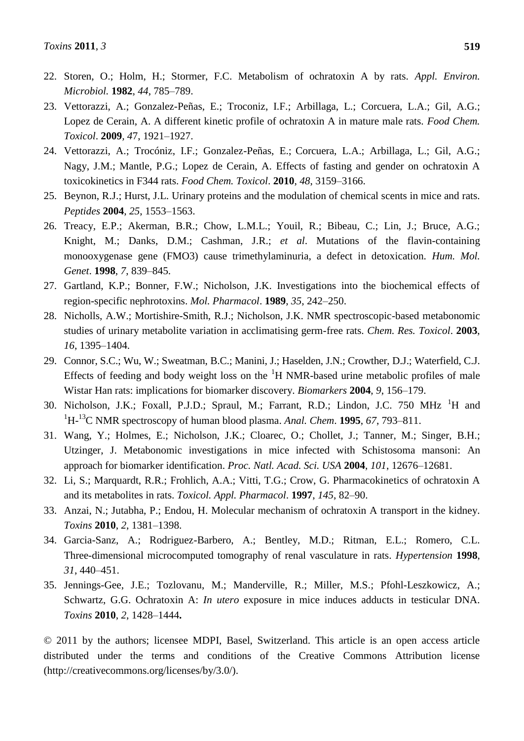22. Storen, O.; Holm, H.; Stormer, F.C. Metabolism of ochratoxin A by rats. *Appl. Environ. Microbiol.* **1982**, *44*, 785–789.
23. Vettorazzi, A.; Gonzalez-Peñas, E.; Troconiz, I.F.; Arbillaga, L.; Corcuera, L.A.; Gil, A.G.; Lopez de Cerain, A. A different kinetic profile of ochratoxin A in mature male rats. *Food Chem. Toxicol*. **2009**, *47*, 1921–1927.
24. Vettorazzi, A.; Trocóniz, I.F.; Gonzalez-Peñas, E.; Corcuera, L.A.; Arbillaga, L.; Gil, A.G.; Nagy, J.M.; Mantle, P.G.; Lopez de Cerain, A. Effects of fasting and gender on ochratoxin A toxicokinetics in F344 rats. *Food Chem. Toxicol*. **2010**, *48*, 3159–3166.
25. Beynon, R.J.; Hurst, J.L. Urinary proteins and the modulation of chemical scents in mice and rats. *Peptides* **2004**, *25*, 1553–1563.
26. Treacy, E.P.; Akerman, B.R.; Chow, L.M.L.; Youil, R.; Bibeau, C.; Lin, J.; Bruce, A.G.; Knight, M.; Danks, D.M.; Cashman, J.R.; *et al*. Mutations of the flavin-containing monooxygenase gene (FMO3) cause trimethylaminuria, a defect in detoxication. *Hum. Mol. Genet*. **1998**, *7*, 839–845.
27. Gartland, K.P.; Bonner, F.W.; Nicholson, J.K. Investigations into the biochemical effects of region-specific nephrotoxins. *Mol. Pharmacol*. **1989**, *35*, 242–250.
28. Nicholls, A.W.; Mortishire-Smith, R.J.; Nicholson, J.K. NMR spectroscopic-based metabonomic studies of urinary metabolite variation in acclimatising germ-free rats. *Chem. Res. Toxicol*. **2003**, *16*, 1395–1404.
29. Connor, S.C.; Wu, W.; Sweatman, B.C.; Manini, J.; Haselden, J.N.; Crowther, D.J.; Waterfield, C.J. Effects of feeding and body weight loss on the $^{1}$H NMR-based urine metabolic profiles of male Wistar Han rats: implications for biomarker discovery. *Biomarkers* **2004**, *9*, 156–179.
30. Nicholson, J.K.; Foxall, P.J.D.; Spraul, M.; Farrant, R.D.; Lindon, J.C. 750 MHz $^{1}$H and $^{1}$H-$^{13}$C NMR spectroscopy of human blood plasma. *Anal. Chem*. **1995**, *67*, 793–811.
31. Wang, Y.; Holmes, E.; Nicholson, J.K.; Cloarec, O.; Chollet, J.; Tanner, M.; Singer, B.H.; Utzinger, J. Metabonomic investigations in mice infected with Schistosoma mansoni: An approach for biomarker identification. *Proc. Natl. Acad. Sci. USA* **2004**, *101*, 12676–12681.
32. Li, S.; Marquardt, R.R.; Frohlich, A.A.; Vitti, T.G.; Crow, G. Pharmacokinetics of ochratoxin A and its metabolites in rats. *Toxicol. Appl. Pharmacol*. **1997**, *145*, 82–90.
33. Anzai, N.; Jutabha, P.; Endou, H. Molecular mechanism of ochratoxin A transport in the kidney. *Toxins* **2010**, *2*, 1381–1398.
34. Garcia-Sanz, A.; Rodriguez-Barbero, A.; Bentley, M.D.; Ritman, E.L.; Romero, C.L. Three-dimensional microcomputed tomography of renal vasculature in rats. *Hypertension* **1998**, *31*, 440–451.
35. Jennings-Gee, J.E.; Tozlovanu, M.; Manderville, R.; Miller, M.S.; Pfohl-Leszkowicz, A.; Schwartz, G.G. Ochratoxin A: *In utero* exposure in mice induces adducts in testicular DNA. *Toxins* **2010**, *2*, 1428–1444**.**

© 2011 by the authors; licensee MDPI, Basel, Switzerland. This article is an open access article distributed under the terms and conditions of the Creative Commons Attribution license (http://creativecommons.org/licenses/by/3.0/).